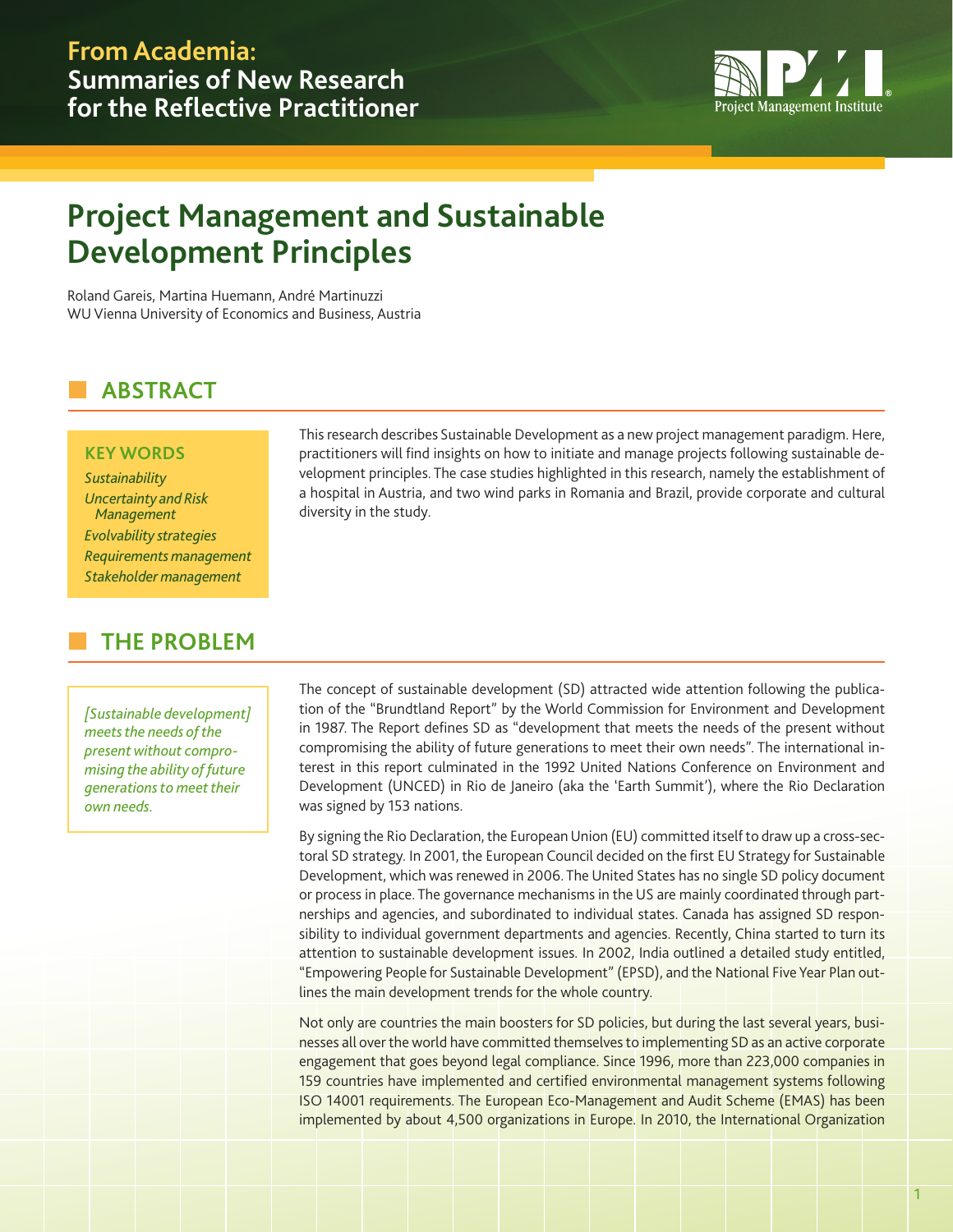From Academia:
Summaries of New Research for the Reflective Practitioner

# Project Management and Sustainable Development Principles

Roland Gareis, Martina Huemann, André Martinuzzi
WU Vienna University of Economics and Business, Austria

## ABSTRACT

**KEY WORDS**

*Sustainability*
*Uncertainty and Risk Management*
*Evolvability strategies*
*Requirements management*
*Stakeholder management*

This research describes Sustainable Development as a new project management paradigm. Here, practitioners will find insights on how to initiate and manage projects following sustainable development principles. The case studies highlighted in this research, namely the establishment of a hospital in Austria, and two wind parks in Romania and Brazil, provide corporate and cultural diversity in the study.

## THE PROBLEM

*[Sustainable development] meets the needs of the present without compromising the ability of future generations to meet their own needs.*

The concept of sustainable development (SD) attracted wide attention following the publication of the "Brundtland Report" by the World Commission for Environment and Development in 1987. The Report defines SD as "development that meets the needs of the present without compromising the ability of future generations to meet their own needs". The international interest in this report culminated in the 1992 United Nations Conference on Environment and Development (UNCED) in Rio de Janeiro (aka the 'Earth Summit'), where the Rio Declaration was signed by 153 nations.

By signing the Rio Declaration, the European Union (EU) committed itself to draw up a cross-sectoral SD strategy. In 2001, the European Council decided on the first EU Strategy for Sustainable Development, which was renewed in 2006. The United States has no single SD policy document or process in place. The governance mechanisms in the US are mainly coordinated through partnerships and agencies, and subordinated to individual states. Canada has assigned SD responsibility to individual government departments and agencies. Recently, China started to turn its attention to sustainable development issues. In 2002, India outlined a detailed study entitled, "Empowering People for Sustainable Development" (EPSD), and the National Five Year Plan outlines the main development trends for the whole country.

Not only are countries the main boosters for SD policies, but during the last several years, businesses all over the world have committed themselves to implementing SD as an active corporate engagement that goes beyond legal compliance. Since 1996, more than 223,000 companies in 159 countries have implemented and certified environmental management systems following ISO 14001 requirements. The European Eco-Management and Audit Scheme (EMAS) has been implemented by about 4,500 organizations in Europe. In 2010, the International Organization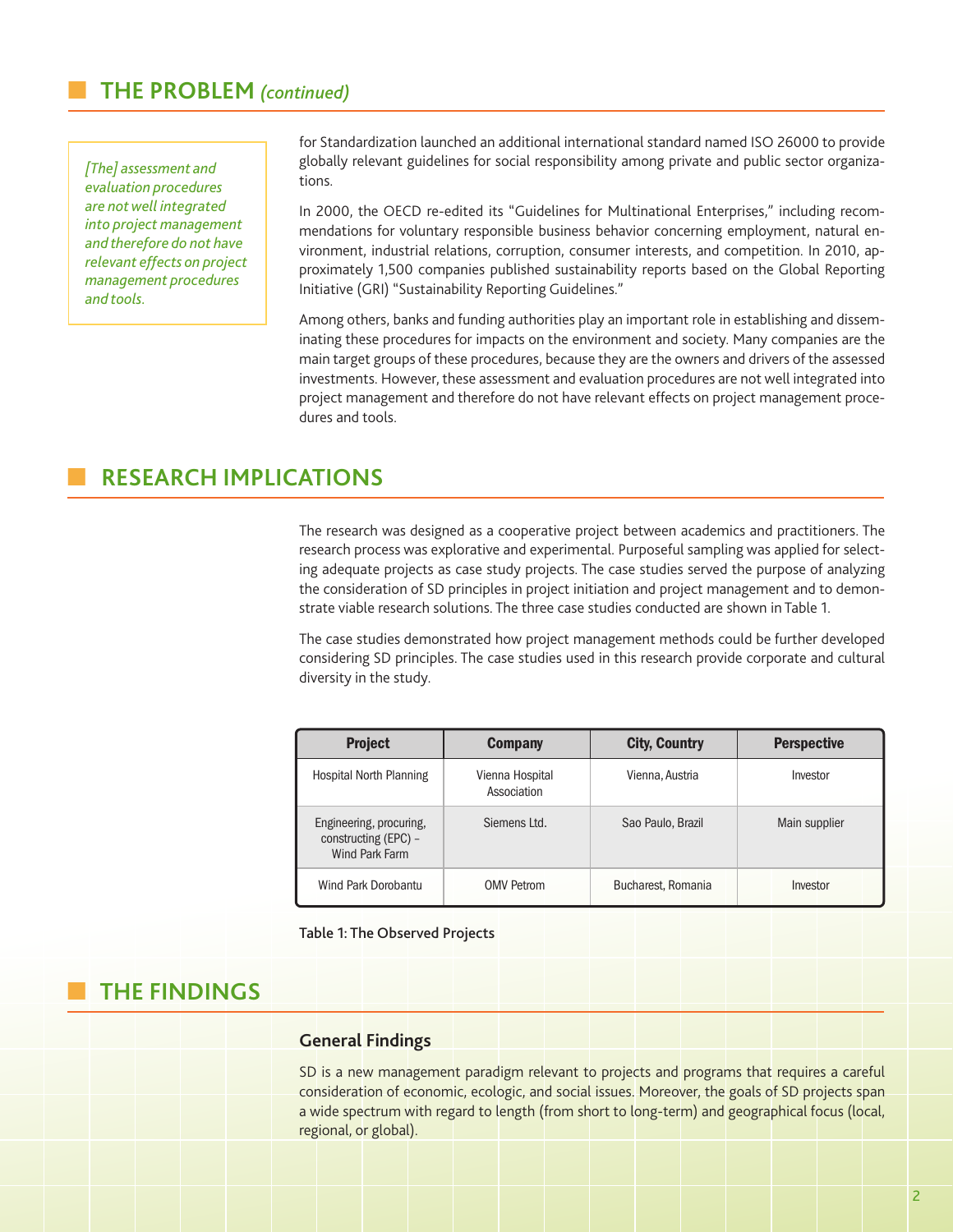## THE PROBLEM *(continued)*

> *[The] assessment and evaluation procedures are not well integrated into project management and therefore do not have relevant effects on project management procedures and tools.*

for Standardization launched an additional international standard named ISO 26000 to provide globally relevant guidelines for social responsibility among private and public sector organizations.

In 2000, the OECD re-edited its "Guidelines for Multinational Enterprises," including recommendations for voluntary responsible business behavior concerning employment, natural environment, industrial relations, corruption, consumer interests, and competition. In 2010, approximately 1,500 companies published sustainability reports based on the Global Reporting Initiative (GRI) "Sustainability Reporting Guidelines."

Among others, banks and funding authorities play an important role in establishing and disseminating these procedures for impacts on the environment and society. Many companies are the main target groups of these procedures, because they are the owners and drivers of the assessed investments. However, these assessment and evaluation procedures are not well integrated into project management and therefore do not have relevant effects on project management procedures and tools.

## RESEARCH IMPLICATIONS

The research was designed as a cooperative project between academics and practitioners. The research process was explorative and experimental. Purposeful sampling was applied for selecting adequate projects as case study projects. The case studies served the purpose of analyzing the consideration of SD principles in project initiation and project management and to demonstrate viable research solutions. The three case studies conducted are shown in Table 1.

The case studies demonstrated how project management methods could be further developed considering SD principles. The case studies used in this research provide corporate and cultural diversity in the study.

| Project | Company | City, Country | Perspective |
|---|---|---|---|
| Hospital North Planning | Vienna Hospital Association | Vienna, Austria | Investor |
| Engineering, procuring, constructing (EPC) – Wind Park Farm | Siemens Ltd. | Sao Paulo, Brazil | Main supplier |
| Wind Park Dorobantu | OMV Petrom | Bucharest, Romania | Investor |

Table 1: The Observed Projects

## THE FINDINGS

### General Findings

SD is a new management paradigm relevant to projects and programs that requires a careful consideration of economic, ecologic, and social issues. Moreover, the goals of SD projects span a wide spectrum with regard to length (from short to long-term) and geographical focus (local, regional, or global).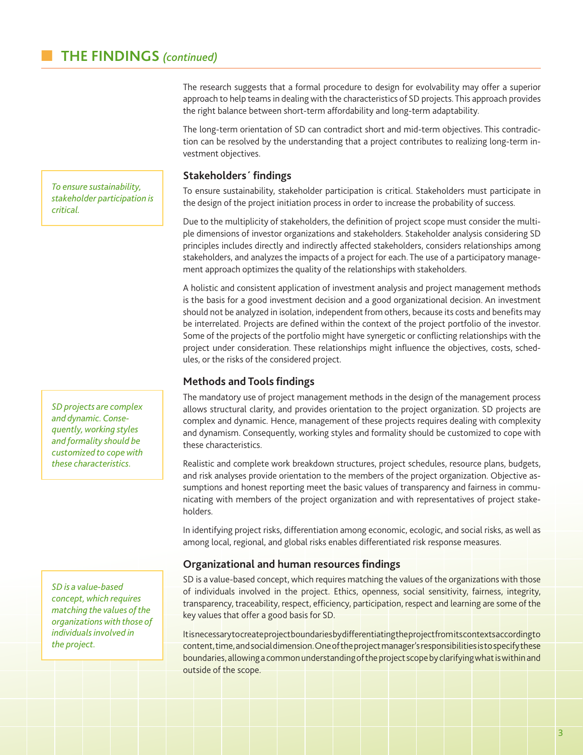## THE FINDINGS *(continued)*

The research suggests that a formal procedure to design for evolvability may offer a superior approach to help teams in dealing with the characteristics of SD projects. This approach provides the right balance between short-term affordability and long-term adaptability.

The long-term orientation of SD can contradict short and mid-term objectives. This contradiction can be resolved by the understanding that a project contributes to realizing long-term investment objectives.

*To ensure sustainability, stakeholder participation is critical.*

### Stakeholders´ findings

To ensure sustainability, stakeholder participation is critical. Stakeholders must participate in the design of the project initiation process in order to increase the probability of success.

Due to the multiplicity of stakeholders, the definition of project scope must consider the multiple dimensions of investor organizations and stakeholders. Stakeholder analysis considering SD principles includes directly and indirectly affected stakeholders, considers relationships among stakeholders, and analyzes the impacts of a project for each. The use of a participatory management approach optimizes the quality of the relationships with stakeholders.

A holistic and consistent application of investment analysis and project management methods is the basis for a good investment decision and a good organizational decision. An investment should not be analyzed in isolation, independent from others, because its costs and benefits may be interrelated. Projects are defined within the context of the project portfolio of the investor. Some of the projects of the portfolio might have synergetic or conflicting relationships with the project under consideration. These relationships might influence the objectives, costs, schedules, or the risks of the considered project.

*SD projects are complex and dynamic. Consequently, working styles and formality should be customized to cope with these characteristics.*

### Methods and Tools findings

The mandatory use of project management methods in the design of the management process allows structural clarity, and provides orientation to the project organization. SD projects are complex and dynamic. Hence, management of these projects requires dealing with complexity and dynamism. Consequently, working styles and formality should be customized to cope with these characteristics.

Realistic and complete work breakdown structures, project schedules, resource plans, budgets, and risk analyses provide orientation to the members of the project organization. Objective assumptions and honest reporting meet the basic values of transparency and fairness in communicating with members of the project organization and with representatives of project stakeholders.

In identifying project risks, differentiation among economic, ecologic, and social risks, as well as among local, regional, and global risks enables differentiated risk response measures.

*SD is a value-based concept, which requires matching the values of the organizations with those of individuals involved in the project.*

### Organizational and human resources findings

SD is a value-based concept, which requires matching the values of the organizations with those of individuals involved in the project. Ethics, openness, social sensitivity, fairness, integrity, transparency, traceability, respect, efficiency, participation, respect and learning are some of the key values that offer a good basis for SD.

It is necessary to create project boundaries by differentiating the project from its contexts according to content, time, and social dimension. One of the project manager's responsibilities is to specify these boundaries, allowing a common understanding of the project scope by clarifying what is within and outside of the scope.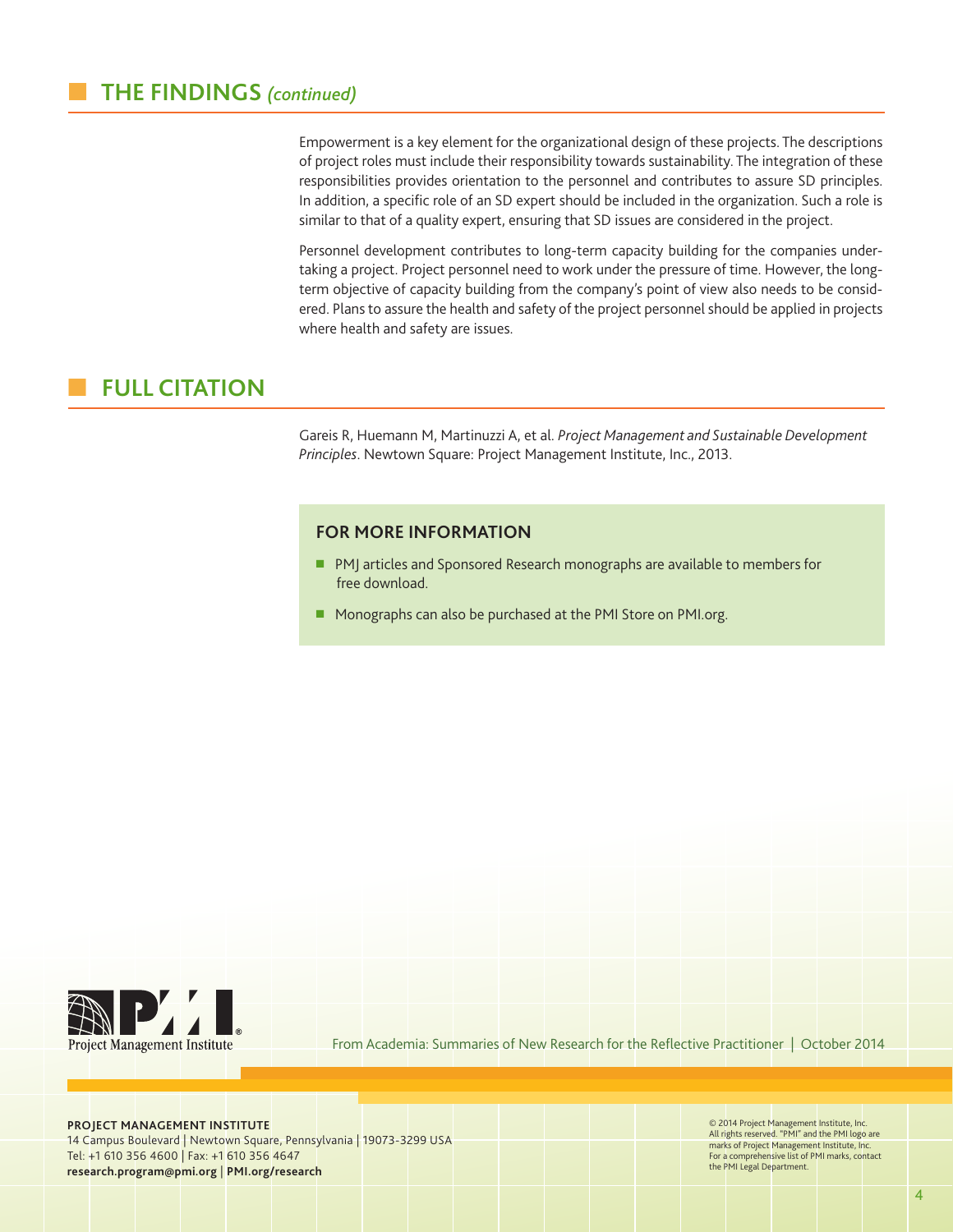## THE FINDINGS *(continued)*

Empowerment is a key element for the organizational design of these projects. The descriptions of project roles must include their responsibility towards sustainability. The integration of these responsibilities provides orientation to the personnel and contributes to assure SD principles. In addition, a specific role of an SD expert should be included in the organization. Such a role is similar to that of a quality expert, ensuring that SD issues are considered in the project.

Personnel development contributes to long-term capacity building for the companies undertaking a project. Project personnel need to work under the pressure of time. However, the long-term objective of capacity building from the company's point of view also needs to be considered. Plans to assure the health and safety of the project personnel should be applied in projects where health and safety are issues.

## FULL CITATION

Gareis R, Huemann M, Martinuzzi A, et al. *Project Management and Sustainable Development Principles*. Newtown Square: Project Management Institute, Inc., 2013.

### FOR MORE INFORMATION

- PMJ articles and Sponsored Research monographs are available to members for free download.
- Monographs can also be purchased at the PMI Store on PMI.org.

From Academia: Summaries of New Research for the Reflective Practitioner | October 2014

**PROJECT MANAGEMENT INSTITUTE**
14 Campus Boulevard | Newtown Square, Pennsylvania | 19073-3299 USA
Tel: +1 610 356 4600 | Fax: +1 610 356 4647
**research.program@pmi.org | PMI.org/research**

© 2014 Project Management Institute, Inc. All rights reserved. "PMI" and the PMI logo are marks of Project Management Institute, Inc. For a comprehensive list of PMI marks, contact the PMI Legal Department.